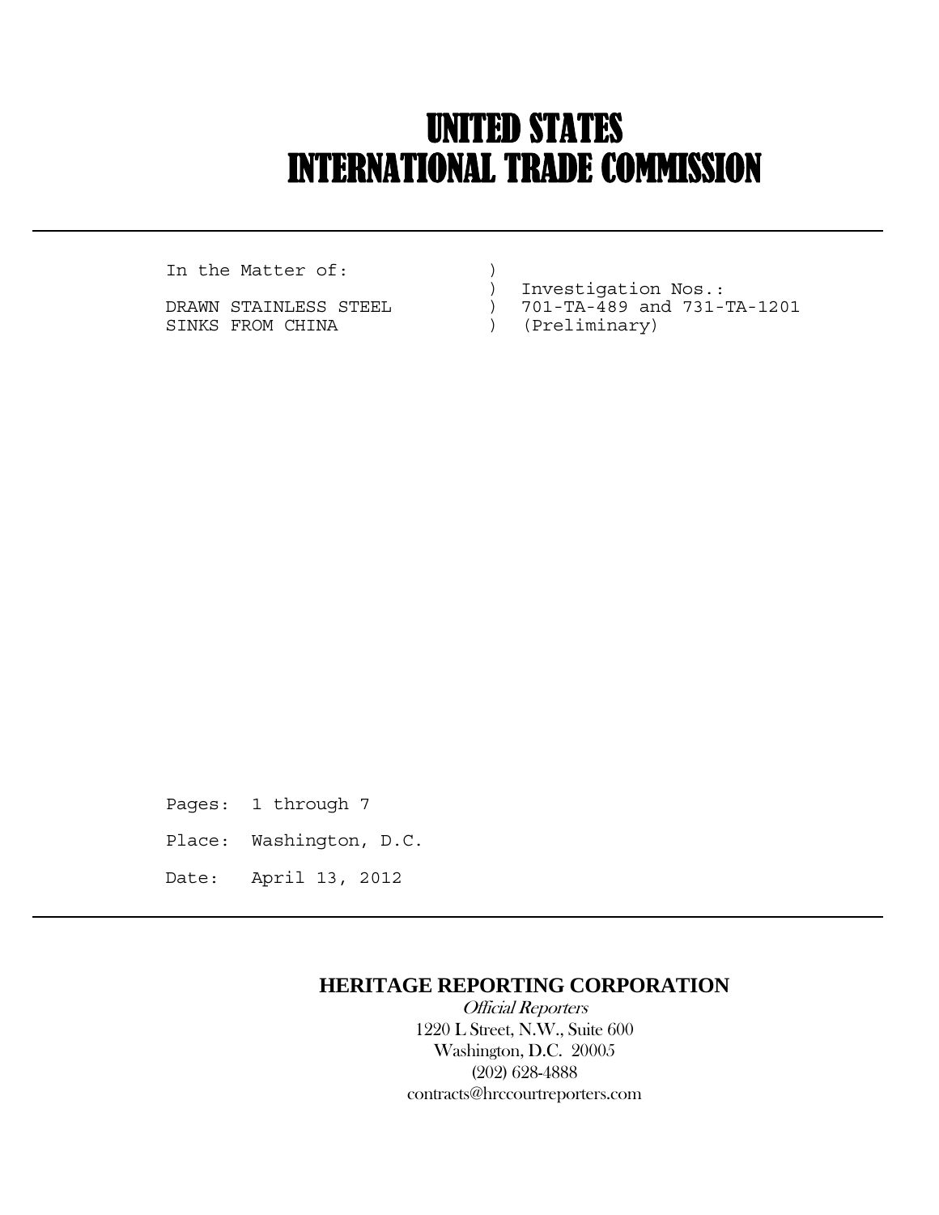# UNITED STATES
# INTERNATIONAL TRADE COMMISSION

```
In the Matter of:           )
                            )  Investigation Nos.:
DRAWN STAINLESS STEEL       )  701-TA-489 and 731-TA-1201
SINKS FROM CHINA            )  (Preliminary)
```

Pages: 1 through 7

Place: Washington, D.C.

Date: April 13, 2012

**HERITAGE REPORTING CORPORATION**

*Official Reporters*
1220 L Street, N.W., Suite 600
Washington, D.C. 20005
(202) 628-4888
contracts@hrccourtreporters.com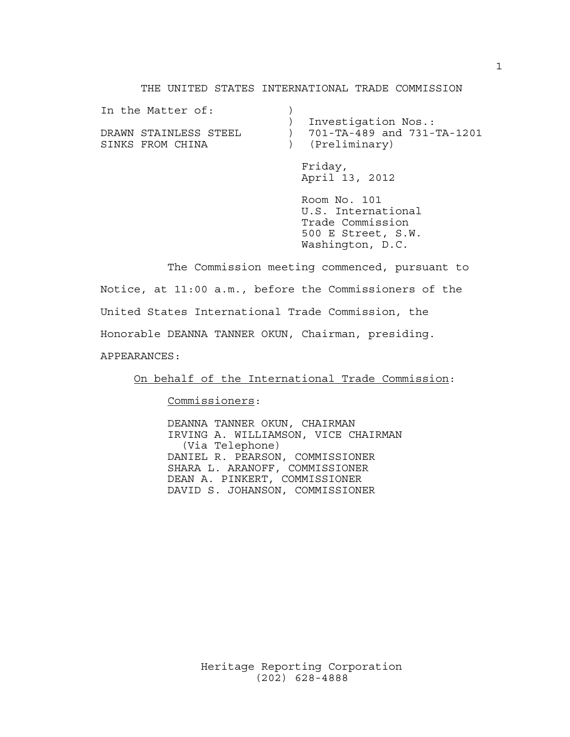THE UNITED STATES INTERNATIONAL TRADE COMMISSION

| In the Matter of: | ) | |
|---|---|---|
| | ) | Investigation Nos.: |
| DRAWN STAINLESS STEEL | ) | 701-TA-489 and 731-TA-1201 |
| SINKS FROM CHINA | ) | (Preliminary) |

Friday,
April 13, 2012

Room No. 101
U.S. International
Trade Commission
500 E Street, S.W.
Washington, D.C.

The Commission meeting commenced, pursuant to Notice, at 11:00 a.m., before the Commissioners of the United States International Trade Commission, the Honorable DEANNA TANNER OKUN, Chairman, presiding.

APPEARANCES:

On behalf of the International Trade Commission:

Commissioners:

DEANNA TANNER OKUN, CHAIRMAN
IRVING A. WILLIAMSON, VICE CHAIRMAN (Via Telephone)
DANIEL R. PEARSON, COMMISSIONER
SHARA L. ARANOFF, COMMISSIONER
DEAN A. PINKERT, COMMISSIONER
DAVID S. JOHANSON, COMMISSIONER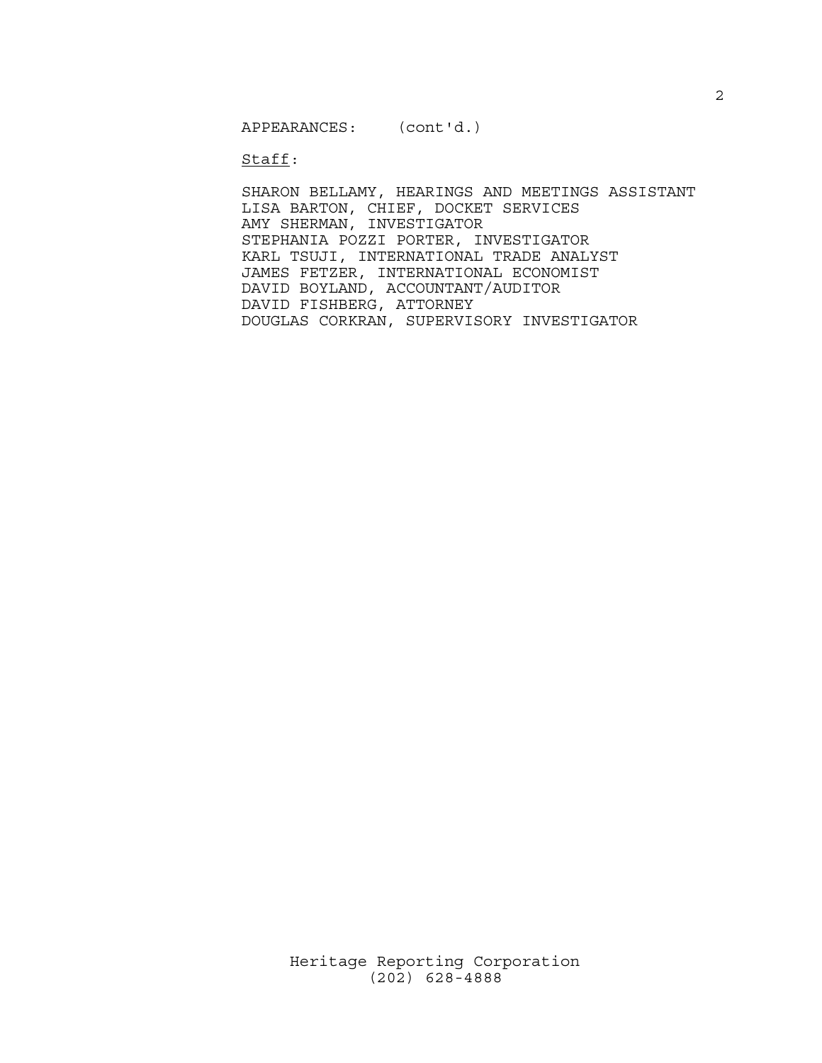APPEARANCES: (cont'd.)

Staff:

SHARON BELLAMY, HEARINGS AND MEETINGS ASSISTANT
LISA BARTON, CHIEF, DOCKET SERVICES
AMY SHERMAN, INVESTIGATOR
STEPHANIA POZZI PORTER, INVESTIGATOR
KARL TSUJI, INTERNATIONAL TRADE ANALYST
JAMES FETZER, INTERNATIONAL ECONOMIST
DAVID BOYLAND, ACCOUNTANT/AUDITOR
DAVID FISHBERG, ATTORNEY
DOUGLAS CORKRAN, SUPERVISORY INVESTIGATOR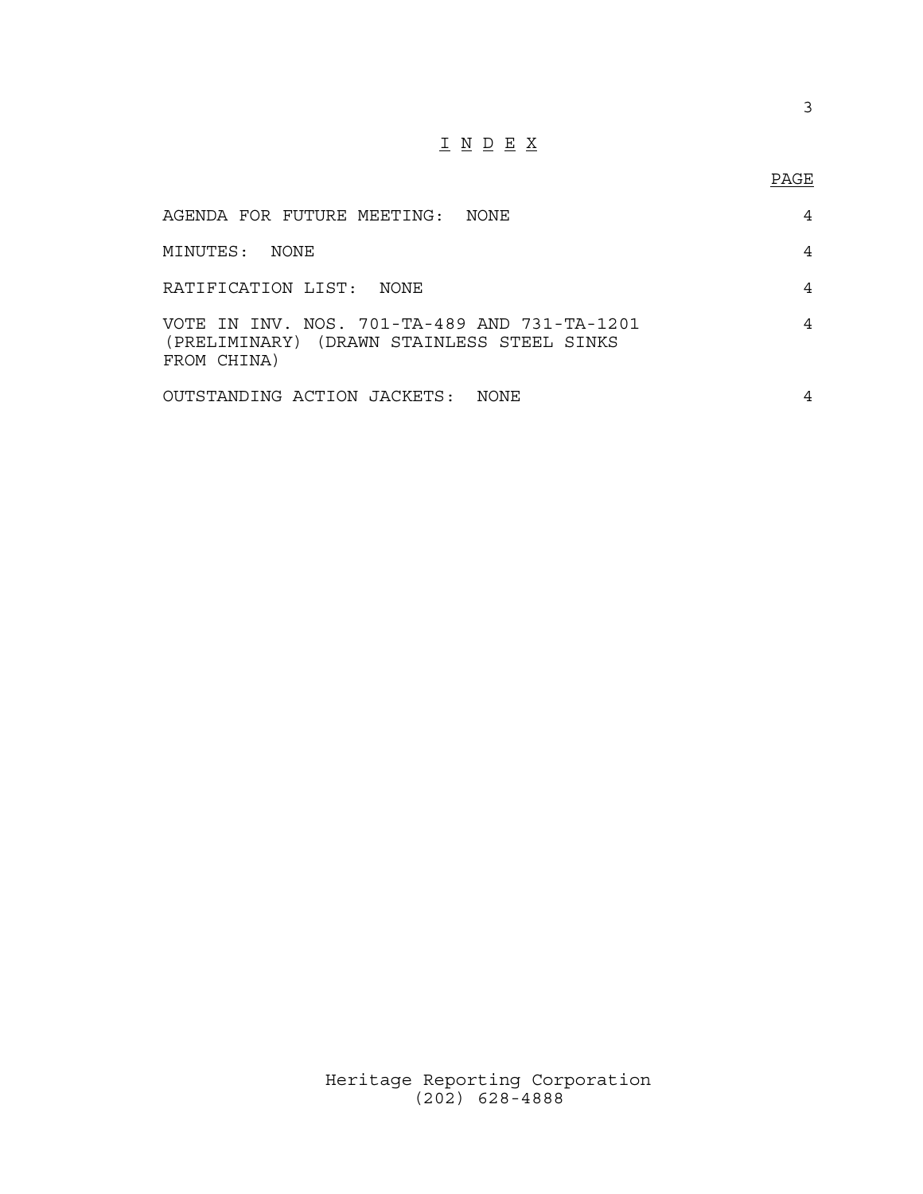# I N D E X

| | PAGE |
|---|---|
| AGENDA FOR FUTURE MEETING: NONE | 4 |
| MINUTES: NONE | 4 |
| RATIFICATION LIST: NONE | 4 |
| VOTE IN INV. NOS. 701-TA-489 AND 731-TA-1201 (PRELIMINARY) (DRAWN STAINLESS STEEL SINKS FROM CHINA) | 4 |
| OUTSTANDING ACTION JACKETS: NONE | 4 |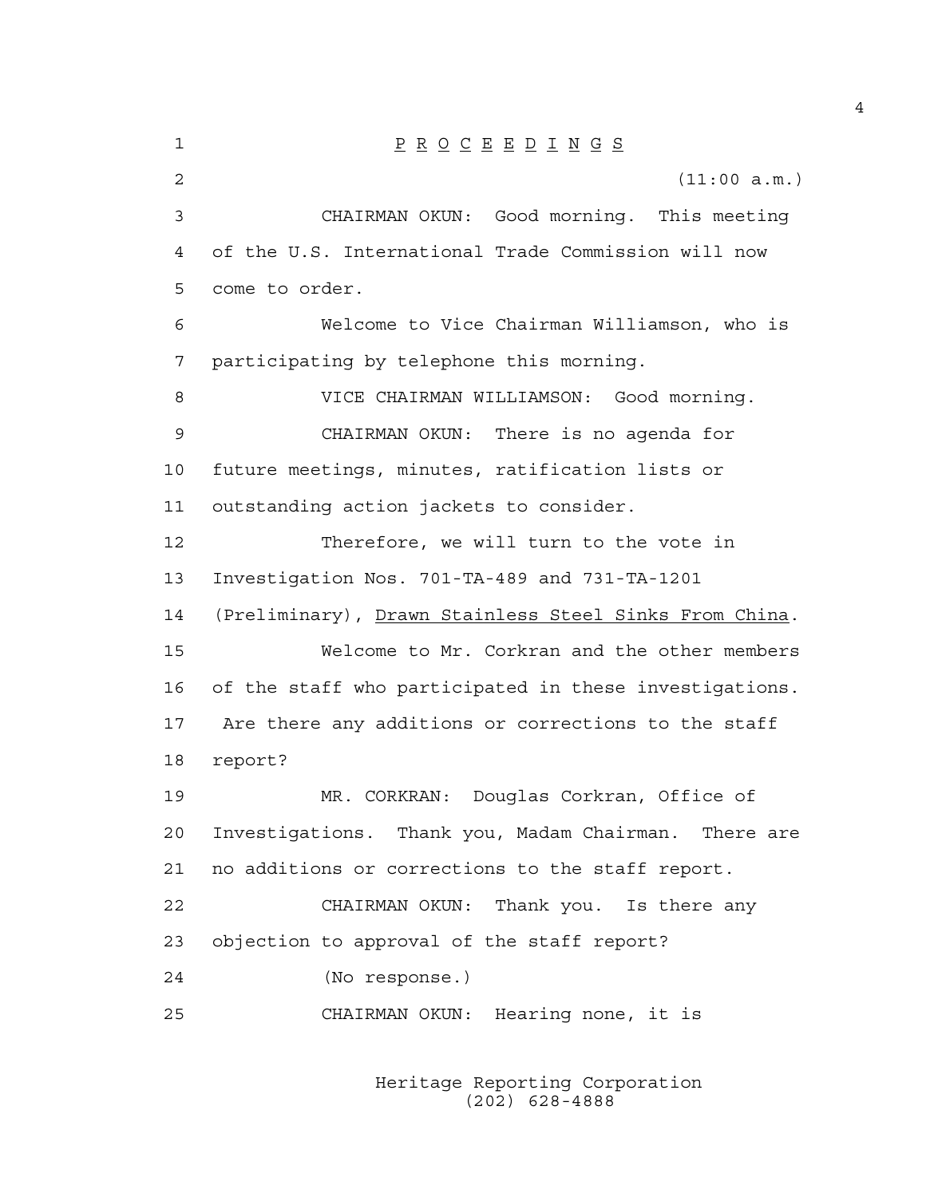P R O C E E D I N G S

(11:00 a.m.)

CHAIRMAN OKUN: Good morning. This meeting of the U.S. International Trade Commission will now come to order.

Welcome to Vice Chairman Williamson, who is participating by telephone this morning.

VICE CHAIRMAN WILLIAMSON: Good morning.

CHAIRMAN OKUN: There is no agenda for future meetings, minutes, ratification lists or outstanding action jackets to consider.

Therefore, we will turn to the vote in Investigation Nos. 701-TA-489 and 731-TA-1201 (Preliminary), _Drawn Stainless Steel Sinks From China_.

Welcome to Mr. Corkran and the other members of the staff who participated in these investigations. Are there any additions or corrections to the staff report?

MR. CORKRAN: Douglas Corkran, Office of Investigations. Thank you, Madam Chairman. There are no additions or corrections to the staff report.

CHAIRMAN OKUN: Thank you. Is there any objection to approval of the staff report?

(No response.)

CHAIRMAN OKUN: Hearing none, it is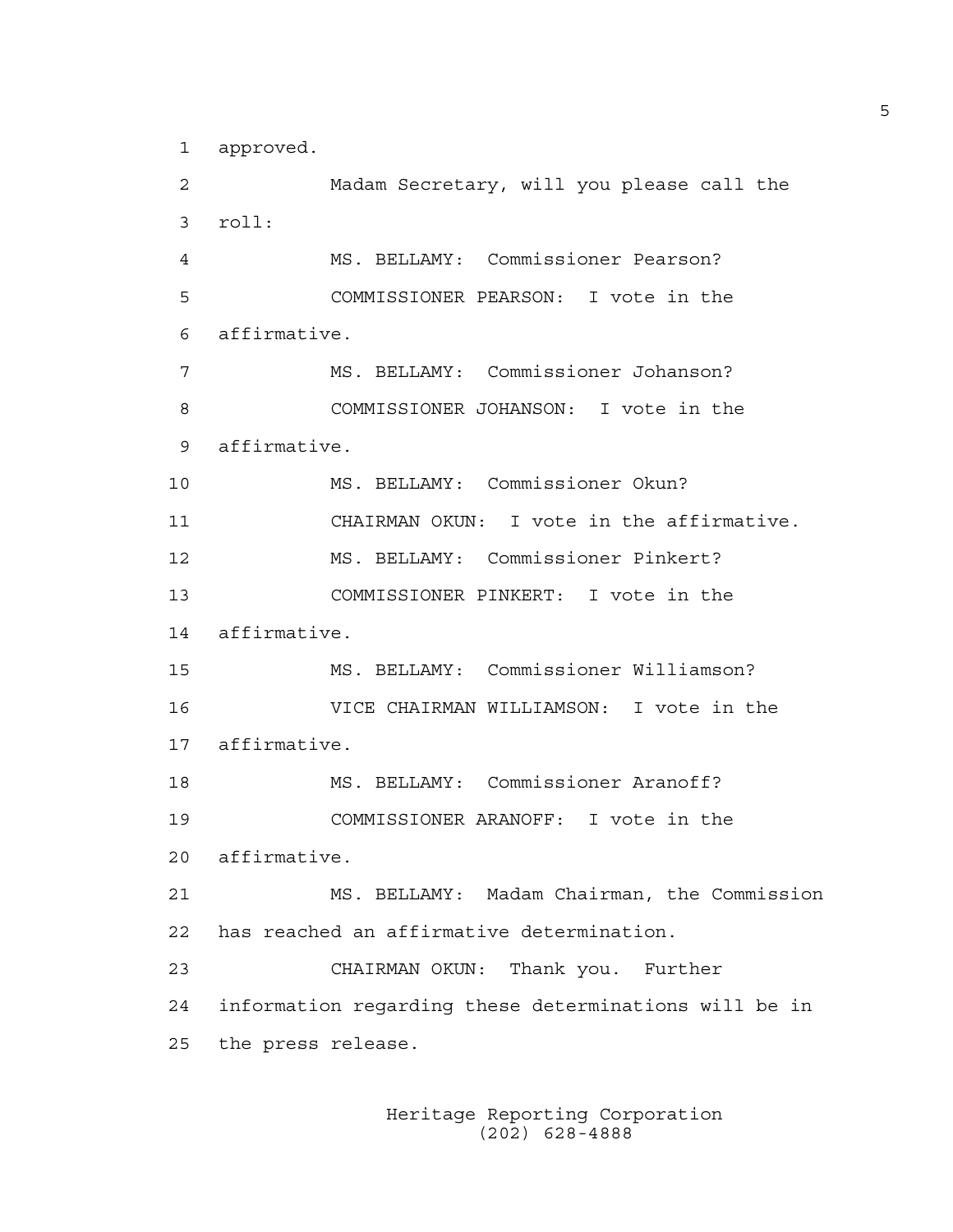approved.

Madam Secretary, will you please call the roll:

MS. BELLAMY: Commissioner Pearson?

COMMISSIONER PEARSON: I vote in the affirmative.

MS. BELLAMY: Commissioner Johanson?

COMMISSIONER JOHANSON: I vote in the affirmative.

MS. BELLAMY: Commissioner Okun?

CHAIRMAN OKUN: I vote in the affirmative.

MS. BELLAMY: Commissioner Pinkert?

COMMISSIONER PINKERT: I vote in the affirmative.

MS. BELLAMY: Commissioner Williamson?

VICE CHAIRMAN WILLIAMSON: I vote in the affirmative.

MS. BELLAMY: Commissioner Aranoff?

COMMISSIONER ARANOFF: I vote in the affirmative.

MS. BELLAMY: Madam Chairman, the Commission has reached an affirmative determination.

CHAIRMAN OKUN: Thank you. Further information regarding these determinations will be in the press release.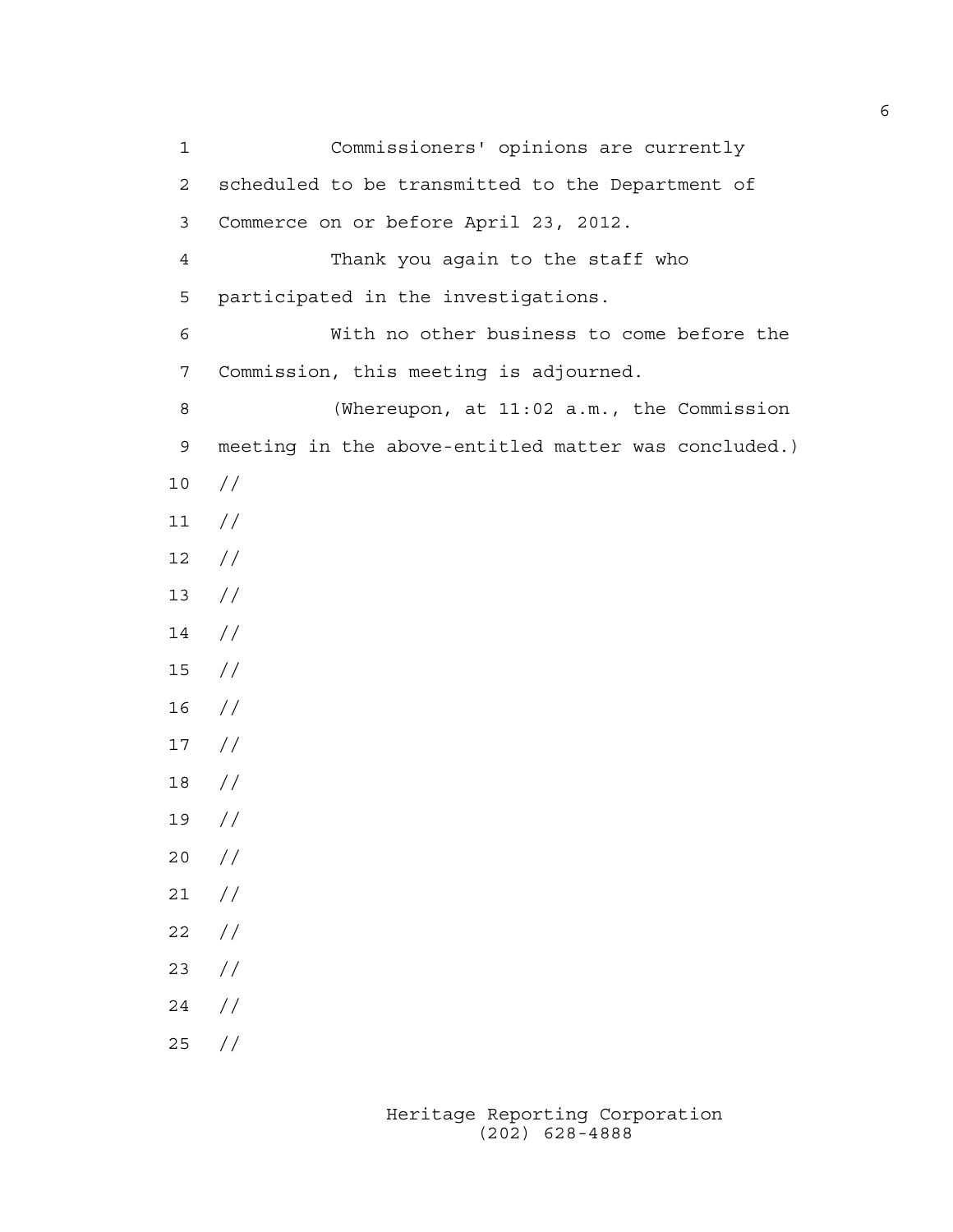Commissioners' opinions are currently scheduled to be transmitted to the Department of Commerce on or before April 23, 2012.

Thank you again to the staff who participated in the investigations.

With no other business to come before the Commission, this meeting is adjourned.

(Whereupon, at 11:02 a.m., the Commission meeting in the above-entitled matter was concluded.)

//
//
//
//
//
//
//
//
//
//
//
//
//
//
//
//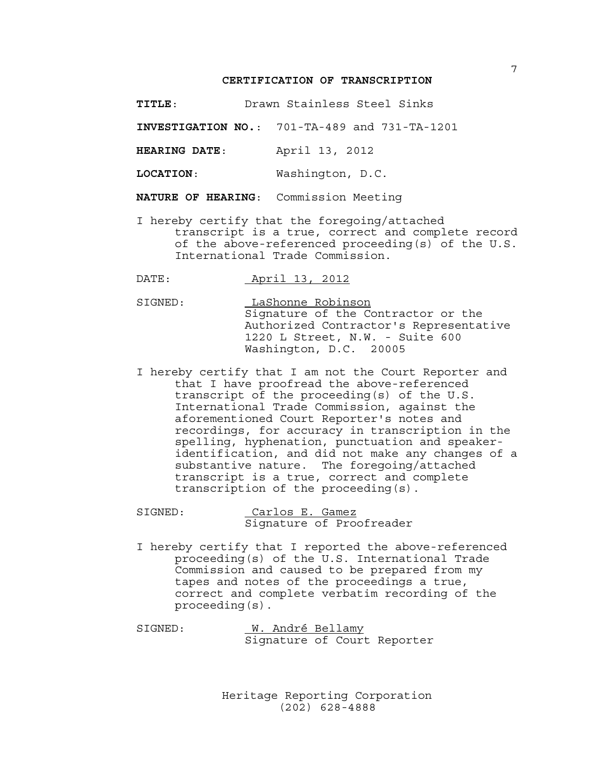## CERTIFICATION OF TRANSCRIPTION

**TITLE**: Drawn Stainless Steel Sinks

**INVESTIGATION NO.**: 701-TA-489 and 731-TA-1201

**HEARING DATE**: April 13, 2012

**LOCATION**: Washington, D.C.

**NATURE OF HEARING**: Commission Meeting

I hereby certify that the foregoing/attached transcript is a true, correct and complete record of the above-referenced proceeding(s) of the U.S. International Trade Commission.

DATE: April 13, 2012

SIGNED: LaShonne Robinson
Signature of the Contractor or the Authorized Contractor's Representative
1220 L Street, N.W. - Suite 600
Washington, D.C. 20005

I hereby certify that I am not the Court Reporter and that I have proofread the above-referenced transcript of the proceeding(s) of the U.S. International Trade Commission, against the aforementioned Court Reporter's notes and recordings, for accuracy in transcription in the spelling, hyphenation, punctuation and speaker-identification, and did not make any changes of a substantive nature. The foregoing/attached transcript is a true, correct and complete transcription of the proceeding(s).

SIGNED: Carlos E. Gamez
Signature of Proofreader

I hereby certify that I reported the above-referenced proceeding(s) of the U.S. International Trade Commission and caused to be prepared from my tapes and notes of the proceedings a true, correct and complete verbatim recording of the proceeding(s).

SIGNED: W. André Bellamy
Signature of Court Reporter